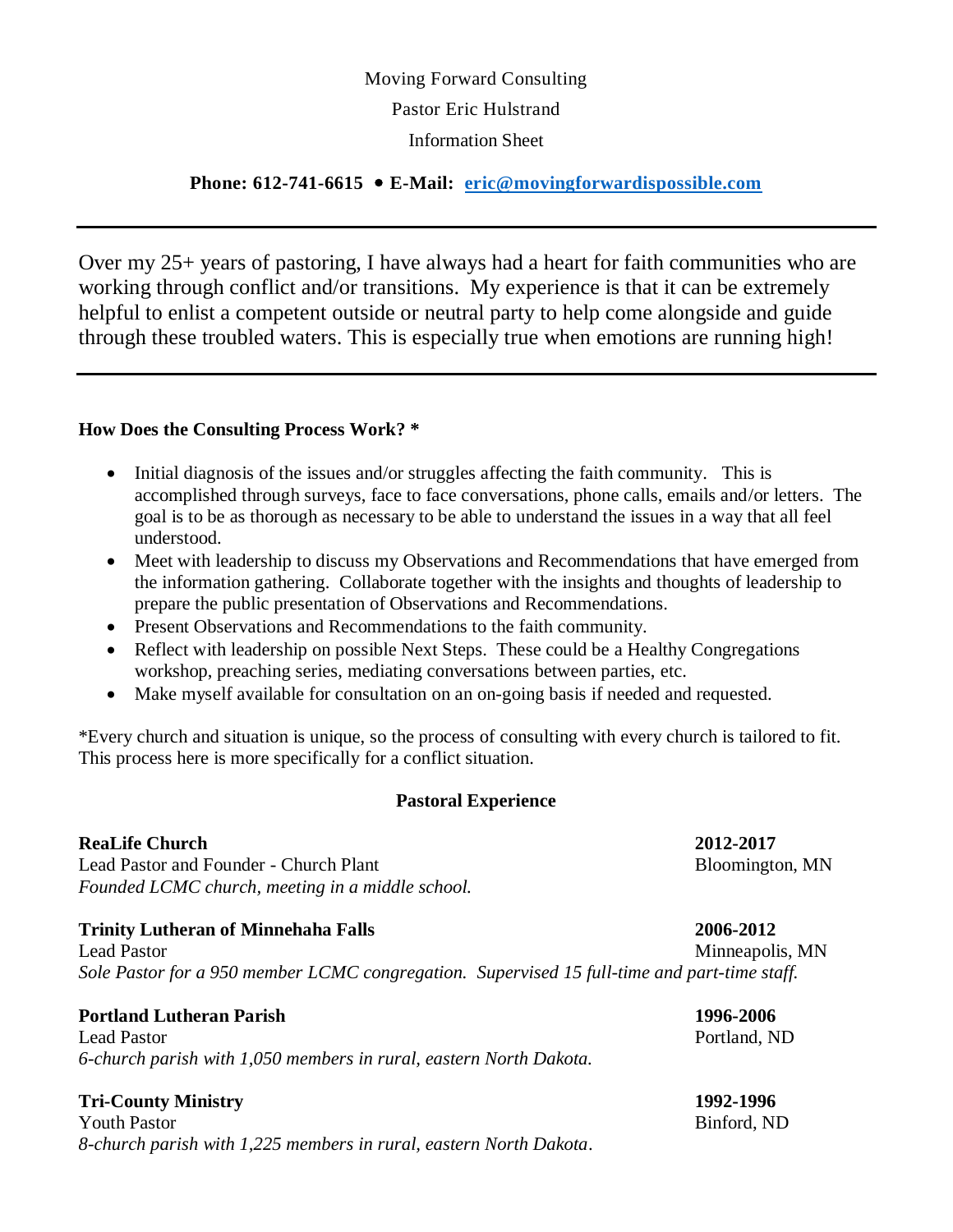Moving Forward Consulting

Pastor Eric Hulstrand

Information Sheet

**Phone: 612-741-6615 • E-Mail: eric@movingforwardispossible.com**

---

Over my 25+ years of pastoring, I have always had a heart for faith communities who are working through conflict and/or transitions. My experience is that it can be extremely helpful to enlist a competent outside or neutral party to help come alongside and guide through these troubled waters. This is especially true when emotions are running high!

---

**How Does the Consulting Process Work? ***

- Initial diagnosis of the issues and/or struggles affecting the faith community. This is accomplished through surveys, face to face conversations, phone calls, emails and/or letters. The goal is to be as thorough as necessary to be able to understand the issues in a way that all feel understood.
- Meet with leadership to discuss my Observations and Recommendations that have emerged from the information gathering. Collaborate together with the insights and thoughts of leadership to prepare the public presentation of Observations and Recommendations.
- Present Observations and Recommendations to the faith community.
- Reflect with leadership on possible Next Steps. These could be a Healthy Congregations workshop, preaching series, mediating conversations between parties, etc.
- Make myself available for consultation on an on-going basis if needed and requested.

*Every church and situation is unique, so the process of consulting with every church is tailored to fit. This process here is more specifically for a conflict situation.

**Pastoral Experience**

**ReaLife Church** — **2012-2017**
Lead Pastor and Founder - Church Plant — Bloomington, MN
*Founded LCMC church, meeting in a middle school.*

**Trinity Lutheran of Minnehaha Falls** — **2006-2012**
Lead Pastor — Minneapolis, MN
*Sole Pastor for a 950 member LCMC congregation. Supervised 15 full-time and part-time staff.*

**Portland Lutheran Parish** — **1996-2006**
Lead Pastor — Portland, ND
*6-church parish with 1,050 members in rural, eastern North Dakota.*

**Tri-County Ministry** — **1992-1996**
Youth Pastor — Binford, ND
*8-church parish with 1,225 members in rural, eastern North Dakota.*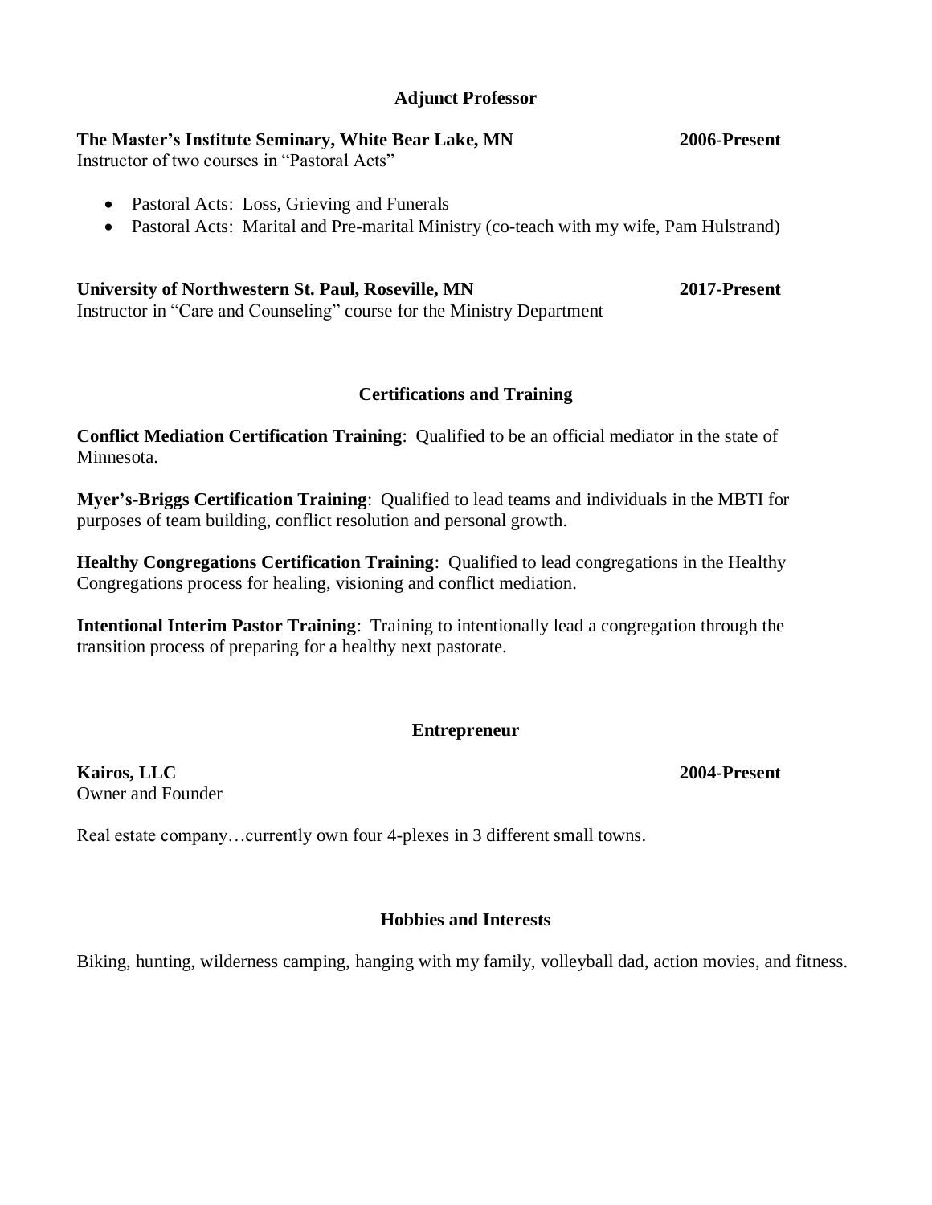## Adjunct Professor

**The Master's Institute Seminary, White Bear Lake, MN** **2006-Present**
Instructor of two courses in "Pastoral Acts"

- Pastoral Acts: Loss, Grieving and Funerals
- Pastoral Acts: Marital and Pre-marital Ministry (co-teach with my wife, Pam Hulstrand)

**University of Northwestern St. Paul, Roseville, MN** **2017-Present**
Instructor in "Care and Counseling" course for the Ministry Department

## Certifications and Training

**Conflict Mediation Certification Training**: Qualified to be an official mediator in the state of Minnesota.

**Myer's-Briggs Certification Training**: Qualified to lead teams and individuals in the MBTI for purposes of team building, conflict resolution and personal growth.

**Healthy Congregations Certification Training**: Qualified to lead congregations in the Healthy Congregations process for healing, visioning and conflict mediation.

**Intentional Interim Pastor Training**: Training to intentionally lead a congregation through the transition process of preparing for a healthy next pastorate.

## Entrepreneur

**Kairos, LLC** **2004-Present**
Owner and Founder

Real estate company…currently own four 4-plexes in 3 different small towns.

## Hobbies and Interests

Biking, hunting, wilderness camping, hanging with my family, volleyball dad, action movies, and fitness.